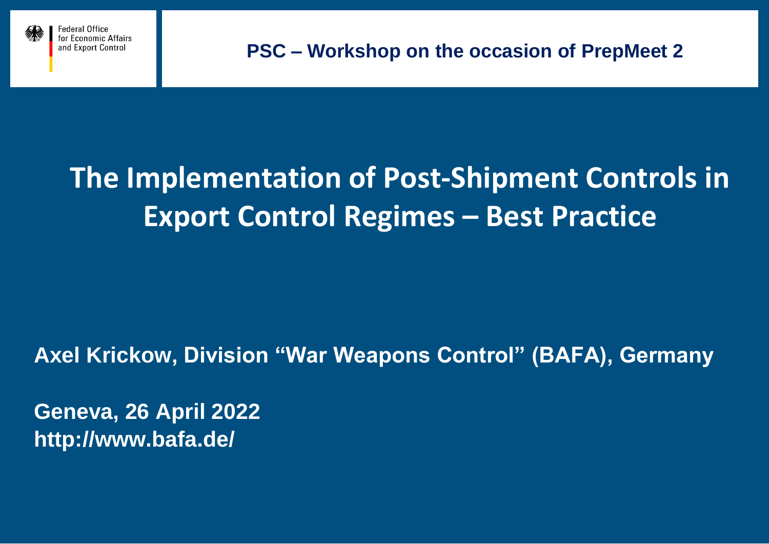Federal Office
for Economic Affairs
and Export Control

**PSC – Workshop on the occasion of PrepMeet 2**

# The Implementation of Post-Shipment Controls in Export Control Regimes – Best Practice

**Axel Krickow, Division “War Weapons Control” (BAFA), Germany**

**Geneva, 26 April 2022**
**http://www.bafa.de/**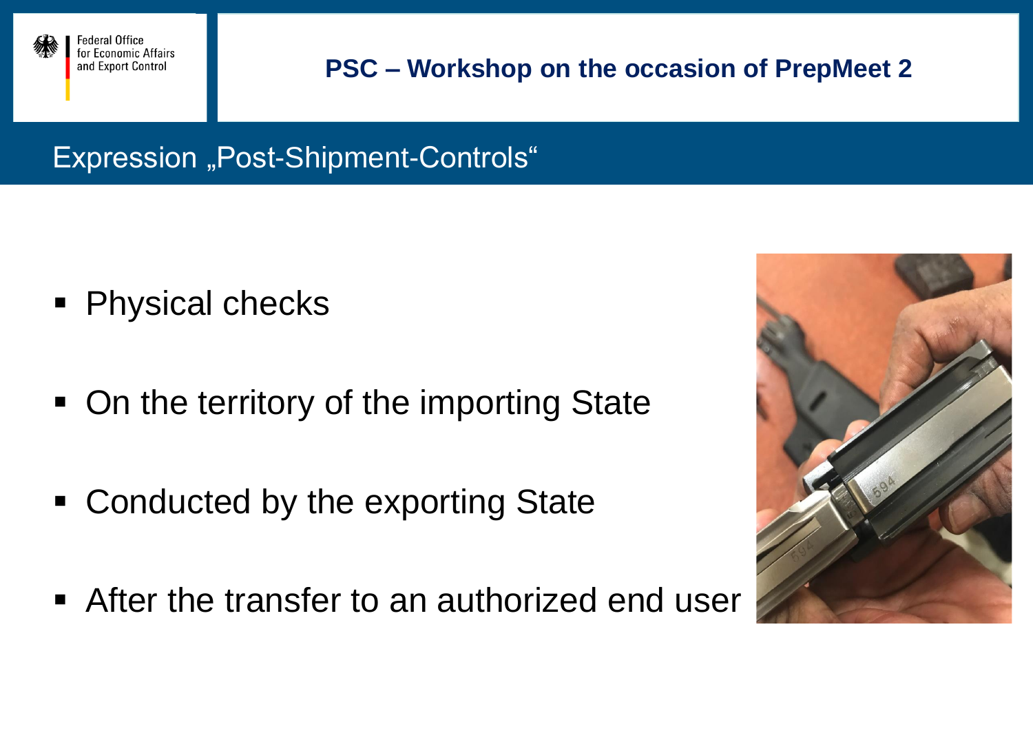# Expression „Post-Shipment-Controls“

- Physical checks
- On the territory of the importing State
- Conducted by the exporting State
- After the transfer to an authorized end user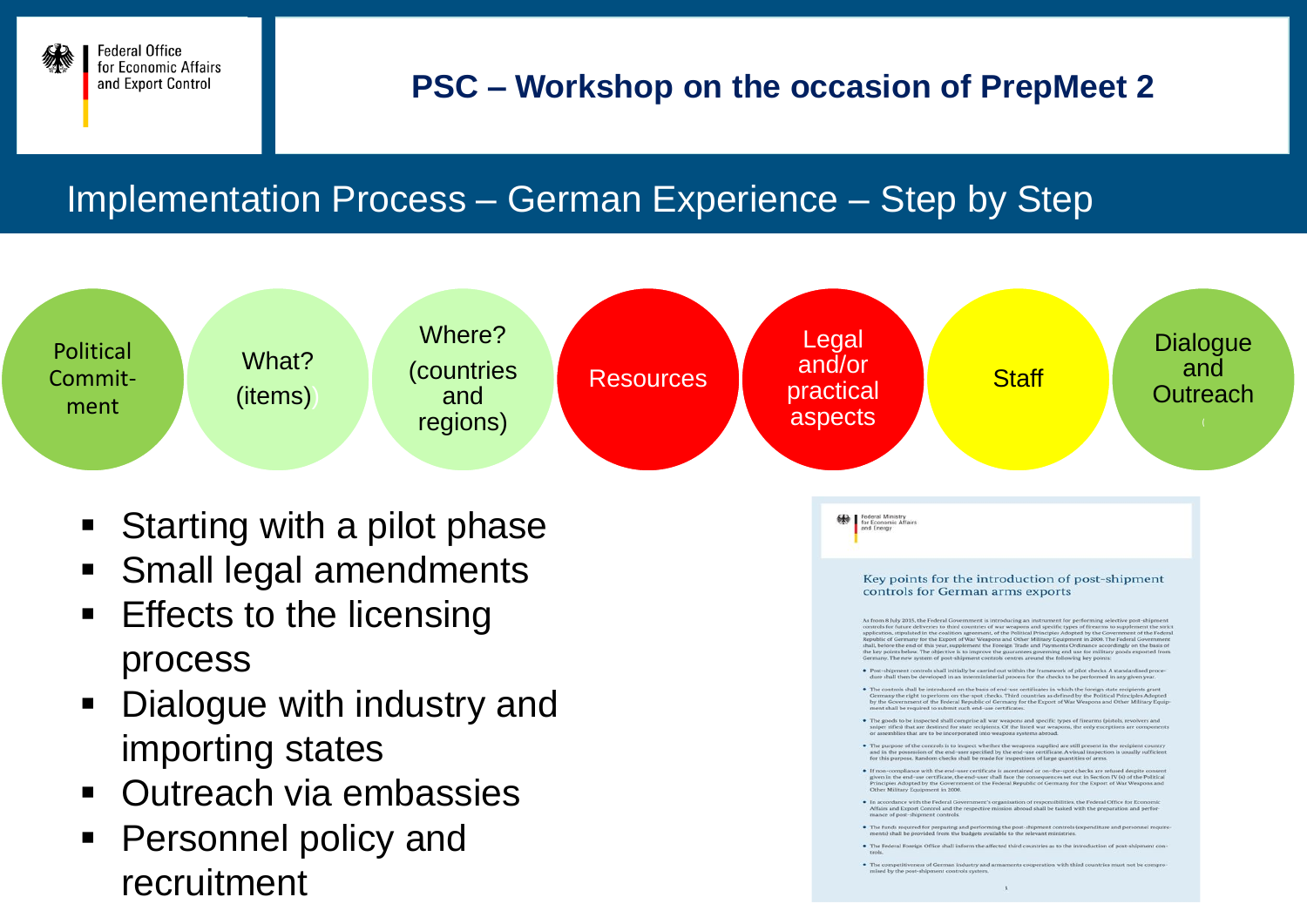# PSC – Workshop on the occasion of PrepMeet 2

## Implementation Process – German Experience – Step by Step

Political Commitment | What? (items) | Where? (countries and regions) | Resources | Legal and/or practical aspects | Staff | Dialogue and Outreach

- Starting with a pilot phase
- Small legal amendments
- Effects to the licensing process
- Dialogue with industry and importing states
- Outreach via embassies
- Personnel policy and recruitment

Federal Ministry for Economic Affairs and Energy

### Key points for the introduction of post-shipment controls for German arms exports

As from 8 July 2015, the Federal Government is introducing an instrument for performing selective post-shipment controls for future deliveries to third countries of war weapons and specific types of firearms to supplement the strict application, stipulated in the coalition agreement, of the Political Principles Adopted by the Government of the Federal Republic of Germany for the Export of War Weapons and Other Military Equipment in 2000. The Federal Government shall, before the end of this year, supplement the Foreign Trade and Payments Ordinance accordingly on the basis of the key points below. The objective is to improve the guarantees governing end use for military goods exported from Germany. The new system of post-shipment controls centres around the following key points:

- Post-shipment controls shall initially be carried out within the framework of pilot checks. A standardised procedure shall then be developed in an interministerial process for the checks to be performed in any given year.
- The controls shall be introduced on the basis of end-use certificates in which the foreign state recipients grant Germany the right to perform on-the-spot checks. Third countries as defined by the Political Principles Adopted by the Government of the Federal Republic of Germany for the Export of War Weapons and Other Military Equipment shall be required to submit such end-use certificates.
- The goods to be inspected shall comprise all war weapons and specific types of firearms (pistols, revolvers and sniper rifles) that are destined for state recipients. Of the listed war weapons, the only exceptions are components or assemblies that are to be incorporated into weapons systems abroad.
- The purpose of the controls is to inspect whether the weapons supplied are still present in the recipient country and in the possession of the end-user specified by the end-use certificate. A visual inspection is usually sufficient for this purpose. Random checks shall be made for inspections of large quantities of arms.
- If non-compliance with the end-user certificate is ascertained or on-the-spot checks are refused despite consent given in the end-use certificate, the end-user shall face the consequences set out in Section IV (4) of the Political Principles Adopted by the Government of the Federal Republic of Germany for the Export of War Weapons and Other Military Equipment in 2000.
- In accordance with the Federal Government's organisation of responsibilities, the Federal Office for Economic Affairs and Export Control and the respective mission abroad shall be tasked with the preparation and performance of post-shipment controls.
- The funds required for preparing and performing the post-shipment controls (expenditure and personnel requirements) shall be provided from the budgets available to the relevant ministries.
- The Federal Foreign Office shall inform the affected third countries as to the introduction of post-shipment controls.
- The competitiveness of German industry and armaments cooperation with third countries must not be compromised by the post-shipment controls system.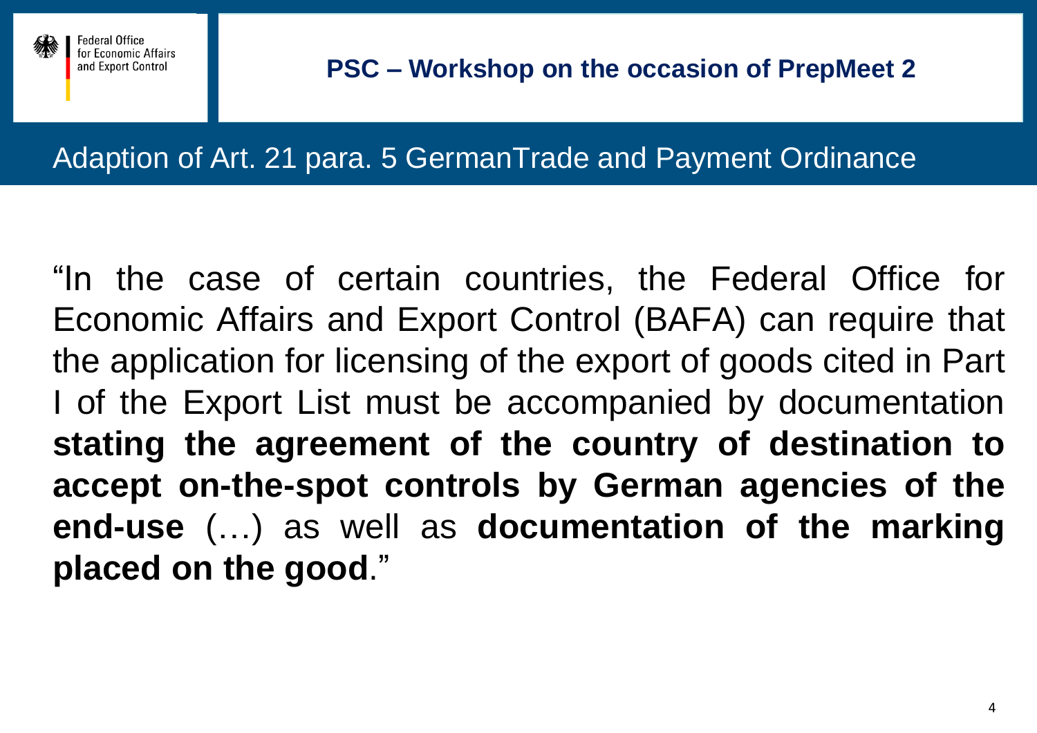Federal Office for Economic Affairs and Export Control

# PSC – Workshop on the occasion of PrepMeet 2

## Adaption of Art. 21 para. 5 GermanTrade and Payment Ordinance

“In the case of certain countries, the Federal Office for Economic Affairs and Export Control (BAFA) can require that the application for licensing of the export of goods cited in Part I of the Export List must be accompanied by documentation **stating the agreement of the country of destination to accept on-the-spot controls by German agencies of the end-use** (…) as well as **documentation of the marking placed on the good**.”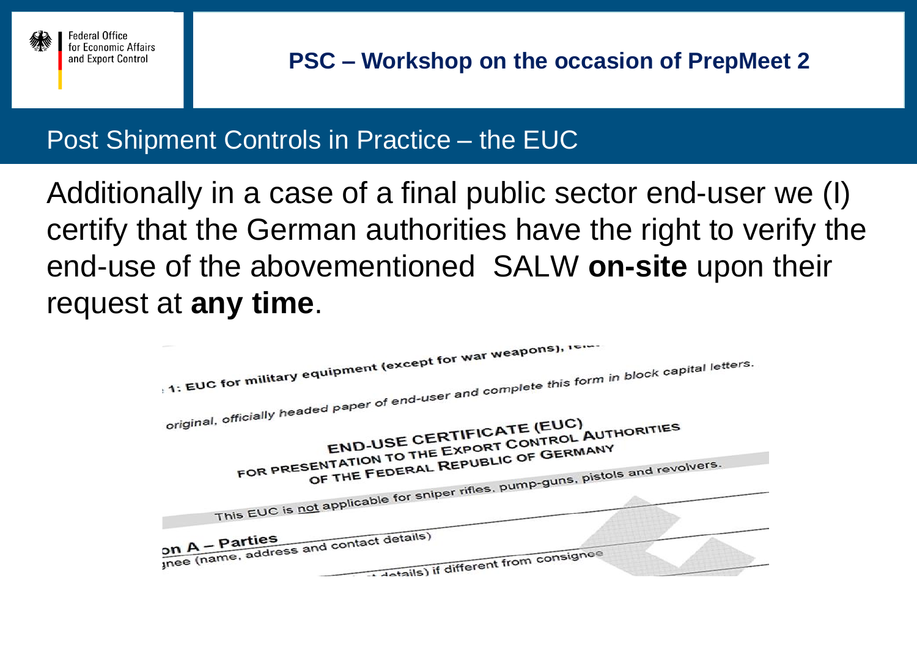## Post Shipment Controls in Practice – the EUC

Additionally in a case of a final public sector end-user we (I) certify that the German authorities have the right to verify the end-use of the abovementioned SALW **on-site** upon their request at **any time**.

1: EUC for military equipment (except for war weapons), rela-

original, officially headed paper of end-user and complete this form in block capital letters.

END-USE CERTIFICATE (EUC)
FOR PRESENTATION TO THE EXPORT CONTROL AUTHORITIES
OF THE FEDERAL REPUBLIC OF GERMANY

This EUC is not applicable for sniper rifles, pump-guns, pistols and revolvers.

on A – Parties

nee (name, address and contact details)

details) if different from consignee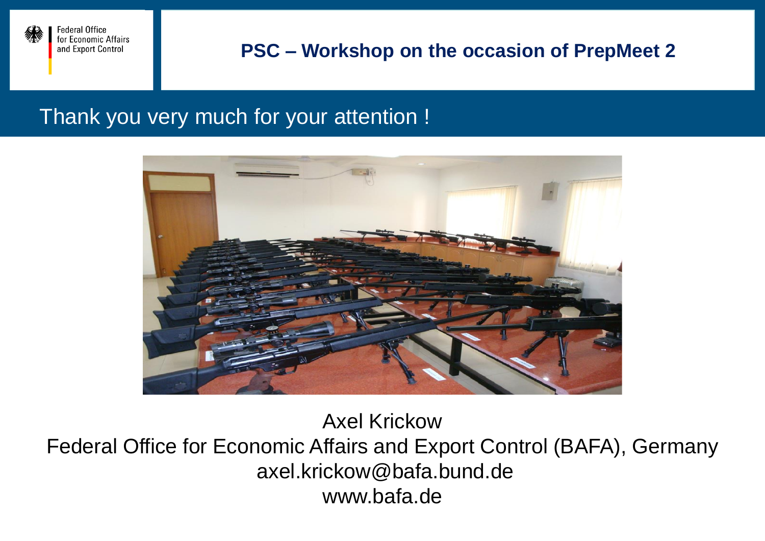Federal Office for Economic Affairs and Export Control

# PSC – Workshop on the occasion of PrepMeet 2

## Thank you very much for your attention !

Axel Krickow

Federal Office for Economic Affairs and Export Control (BAFA), Germany

axel.krickow@bafa.bund.de

www.bafa.de